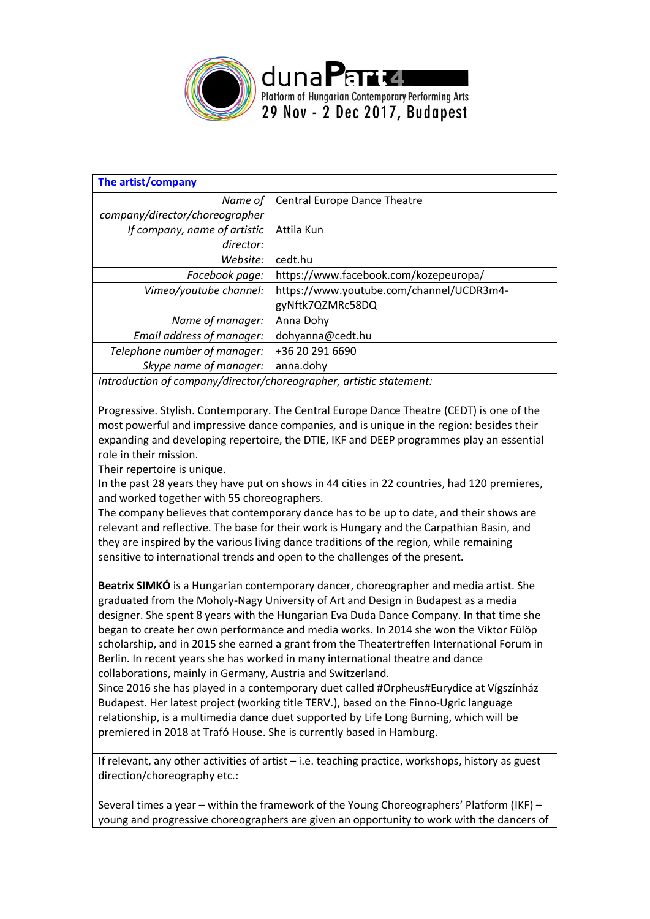duna**Part4**
Platform of Hungarian Contemporary Performing Arts
29 Nov - 2 Dec 2017, Budapest

| The artist/company | |
|---|---|
| *Name of company/director/choreographer* | Central Europe Dance Theatre |
| *If company, name of artistic director:* | Attila Kun |
| *Website:* | cedt.hu |
| *Facebook page:* | https://www.facebook.com/kozepeuropa/ |
| *Vimeo/youtube channel:* | https://www.youtube.com/channel/UCDR3m4-gyNftk7QZMRc58DQ |
| *Name of manager:* | Anna Dohy |
| *Email address of manager:* | dohyanna@cedt.hu |
| *Telephone number of manager:* | +36 20 291 6690 |
| *Skype name of manager:* | anna.dohy |

*Introduction of company/director/choreographer, artistic statement:*

Progressive. Stylish. Contemporary. The Central Europe Dance Theatre (CEDT) is one of the most powerful and impressive dance companies, and is unique in the region: besides their expanding and developing repertoire, the DTIE, IKF and DEEP programmes play an essential role in their mission.
Their repertoire is unique.
In the past 28 years they have put on shows in 44 cities in 22 countries, had 120 premieres, and worked together with 55 choreographers.
The company believes that contemporary dance has to be up to date, and their shows are relevant and reflective. The base for their work is Hungary and the Carpathian Basin, and they are inspired by the various living dance traditions of the region, while remaining sensitive to international trends and open to the challenges of the present.

**Beatrix SIMKÓ** is a Hungarian contemporary dancer, choreographer and media artist. She graduated from the Moholy-Nagy University of Art and Design in Budapest as a media designer. She spent 8 years with the Hungarian Eva Duda Dance Company. In that time she began to create her own performance and media works. In 2014 she won the Viktor Fülöp scholarship, and in 2015 she earned a grant from the Theatertreffen International Forum in Berlin. In recent years she has worked in many international theatre and dance collaborations, mainly in Germany, Austria and Switzerland.
Since 2016 she has played in a contemporary duet called #Orpheus#Eurydice at Vígszínház Budapest. Her latest project (working title TERV.), based on the Finno-Ugric language relationship, is a multimedia dance duet supported by Life Long Burning, which will be premiered in 2018 at Trafó House. She is currently based in Hamburg.

If relevant, any other activities of artist – i.e. teaching practice, workshops, history as guest direction/choreography etc.:

Several times a year – within the framework of the Young Choreographers' Platform (IKF) – young and progressive choreographers are given an opportunity to work with the dancers of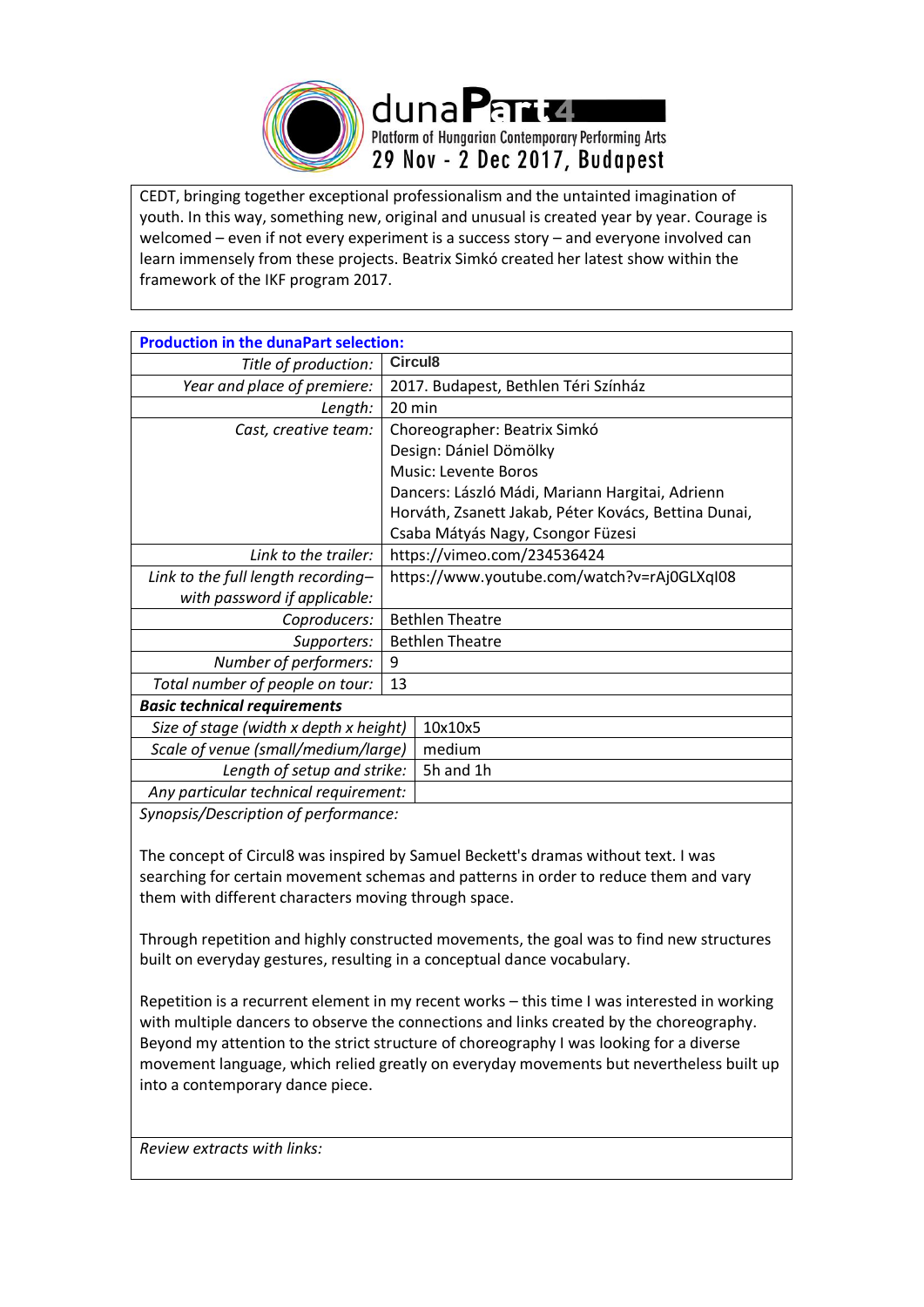CEDT, bringing together exceptional professionalism and the untainted imagination of youth. In this way, something new, original and unusual is created year by year. Courage is welcomed – even if not every experiment is a success story – and everyone involved can learn immensely from these projects. Beatrix Simkó created her latest show within the framework of the IKF program 2017.

| **Production in the dunaPart selection:** | |
|---|---|
| *Title of production:* | **Circul8** |
| *Year and place of premiere:* | 2017. Budapest, Bethlen Téri Színház |
| *Length:* | 20 min |
| *Cast, creative team:* | Choreographer: Beatrix Simkó<br>Design: Dániel Dömölky<br>Music: Levente Boros<br>Dancers: László Mádi, Mariann Hargitai, Adrienn Horváth, Zsanett Jakab, Péter Kovács, Bettina Dunai, Csaba Mátyás Nagy, Csongor Füzesi |
| *Link to the trailer:* | https://vimeo.com/234536424 |
| *Link to the full length recording– with password if applicable:* | https://www.youtube.com/watch?v=rAj0GLXqI08 |
| *Coproducers:* | Bethlen Theatre |
| *Supporters:* | Bethlen Theatre |
| *Number of performers:* | 9 |
| *Total number of people on tour:* | 13 |
| ***Basic technical requirements*** | |
| *Size of stage (width x depth x height)* | 10x10x5 |
| *Scale of venue (small/medium/large)* | medium |
| *Length of setup and strike:* | 5h and 1h |
| *Any particular technical requirement:* | |

*Synopsis/Description of performance:*

The concept of Circul8 was inspired by Samuel Beckett's dramas without text. I was searching for certain movement schemas and patterns in order to reduce them and vary them with different characters moving through space.

Through repetition and highly constructed movements, the goal was to find new structures built on everyday gestures, resulting in a conceptual dance vocabulary.

Repetition is a recurrent element in my recent works – this time I was interested in working with multiple dancers to observe the connections and links created by the choreography. Beyond my attention to the strict structure of choreography I was looking for a diverse movement language, which relied greatly on everyday movements but nevertheless built up into a contemporary dance piece.

*Review extracts with links:*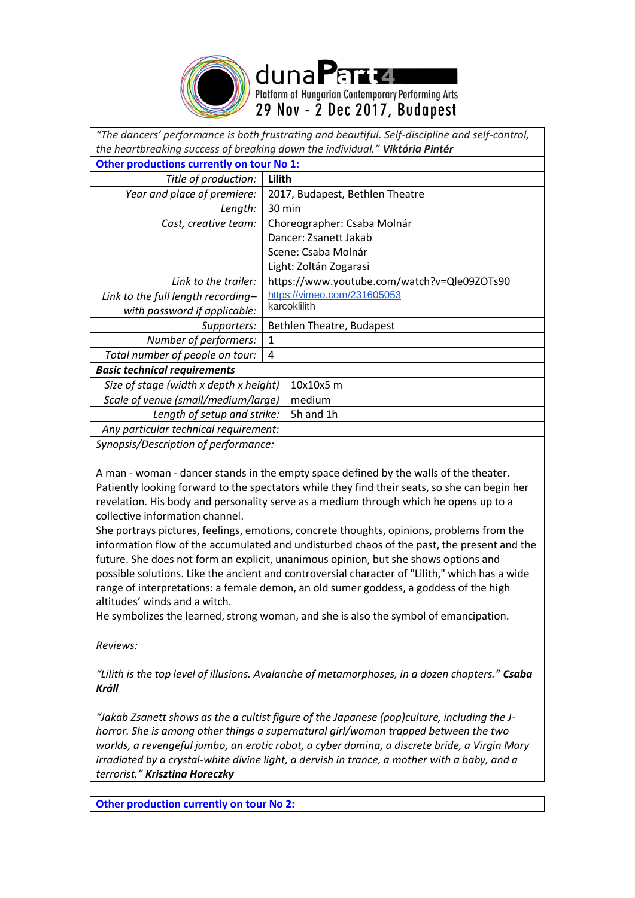duna**Part4**
Platform of Hungarian Contemporary Performing Arts
29 Nov - 2 Dec 2017, Budapest

*"The dancers' performance is both frustrating and beautiful. Self-discipline and self-control, the heartbreaking success of breaking down the individual."* ***Viktória Pintér***

**Other productions currently on tour No 1:**

| | |
|---|---|
| *Title of production:* | **Lilith** |
| *Year and place of premiere:* | 2017, Budapest, Bethlen Theatre |
| *Length:* | 30 min |
| *Cast, creative team:* | Choreographer: Csaba Molnár<br>Dancer: Zsanett Jakab<br>Scene: Csaba Molnár<br>Light: Zoltán Zogarasi |
| *Link to the trailer:* | https://www.youtube.com/watch?v=Qle09ZOTs90 |
| *Link to the full length recording– with password if applicable:* | https://vimeo.com/231605053<br>karcoklilith |
| *Supporters:* | Bethlen Theatre, Budapest |
| *Number of performers:* | 1 |
| *Total number of people on tour:* | 4 |

***Basic technical requirements***

| | |
|---|---|
| *Size of stage (width x depth x height)* | 10x10x5 m |
| *Scale of venue (small/medium/large)* | medium |
| *Length of setup and strike:* | 5h and 1h |
| *Any particular technical requirement:* | |

*Synopsis/Description of performance:*

A man - woman - dancer stands in the empty space defined by the walls of the theater. Patiently looking forward to the spectators while they find their seats, so she can begin her revelation. His body and personality serve as a medium through which he opens up to a collective information channel.
She portrays pictures, feelings, emotions, concrete thoughts, opinions, problems from the information flow of the accumulated and undisturbed chaos of the past, the present and the future. She does not form an explicit, unanimous opinion, but she shows options and possible solutions. Like the ancient and controversial character of "Lilith," which has a wide range of interpretations: a female demon, an old sumer goddess, a goddess of the high altitudes' winds and a witch.
He symbolizes the learned, strong woman, and she is also the symbol of emancipation.

*Reviews:*

*"Lilith is the top level of illusions. Avalanche of metamorphoses, in a dozen chapters."* ***Csaba Králl***

*"Jakab Zsanett shows as the a cultist figure of the Japanese (pop)culture, including the J-horror. She is among other things a supernatural girl/woman trapped between the two worlds, a revengeful jumbo, an erotic robot, a cyber domina, a discrete bride, a Virgin Mary irradiated by a crystal-white divine light, a dervish in trance, a mother with a baby, and a terrorist."* ***Krisztina Horeczky***

**Other production currently on tour No 2:**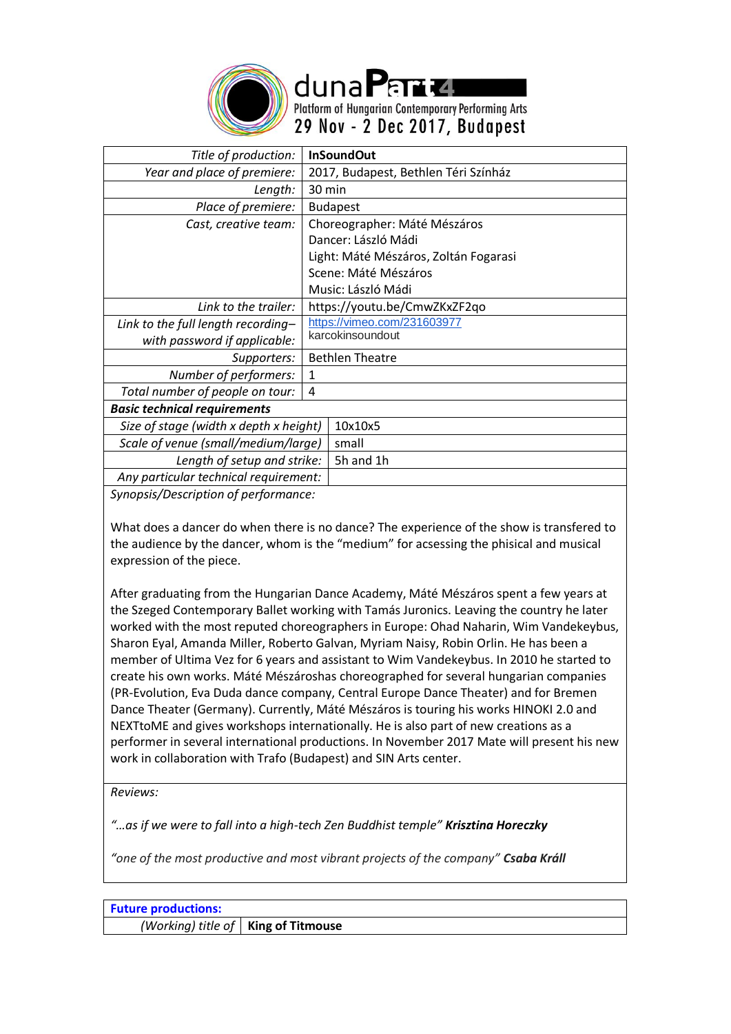duna**Part4**
Platform of Hungarian Contemporary Performing Arts
29 Nov - 2 Dec 2017, Budapest

| | |
|---|---|
| *Title of production:* | **InSoundOut** |
| *Year and place of premiere:* | 2017, Budapest, Bethlen Téri Színház |
| *Length:* | 30 min |
| *Place of premiere:* | Budapest |
| *Cast, creative team:* | Choreographer: Máté Mészáros<br>Dancer: László Mádi<br>Light: Máté Mészáros, Zoltán Fogarasi<br>Scene: Máté Mészáros<br>Music: László Mádi |
| *Link to the trailer:* | https://youtu.be/CmwZKxZF2qo |
| *Link to the full length recording– with password if applicable:* | https://vimeo.com/231603977<br>karcokinsoundout |
| *Supporters:* | Bethlen Theatre |
| *Number of performers:* | 1 |
| *Total number of people on tour:* | 4 |
| ***Basic technical requirements*** | |
| *Size of stage (width x depth x height)* | 10x10x5 |
| *Scale of venue (small/medium/large)* | small |
| *Length of setup and strike:* | 5h and 1h |
| *Any particular technical requirement:* | |

*Synopsis/Description of performance:*

What does a dancer do when there is no dance? The experience of the show is transfered to the audience by the dancer, whom is the "medium" for acsessing the phisical and musical expression of the piece.

After graduating from the Hungarian Dance Academy, Máté Mészáros spent a few years at the Szeged Contemporary Ballet working with Tamás Juronics. Leaving the country he later worked with the most reputed choreographers in Europe: Ohad Naharin, Wim Vandekeybus, Sharon Eyal, Amanda Miller, Roberto Galvan, Myriam Naisy, Robin Orlin. He has been a member of Ultima Vez for 6 years and assistant to Wim Vandekeybus. In 2010 he started to create his own works. Máté Mészároshas choreographed for several hungarian companies (PR-Evolution, Eva Duda dance company, Central Europe Dance Theater) and for Bremen Dance Theater (Germany). Currently, Máté Mészáros is touring his works HINOKI 2.0 and NEXTtoME and gives workshops internationally. He is also part of new creations as a performer in several international productions. In November 2017 Mate will present his new work in collaboration with Trafo (Budapest) and SIN Arts center.

*Reviews:*

*"…as if we were to fall into a high-tech Zen Buddhist temple"* ***Krisztina Horeczky***

*"one of the most productive and most vibrant projects of the company"* ***Csaba Králl***

| **Future productions:** | |
|---|---|
| *(Working) title of* | **King of Titmouse** |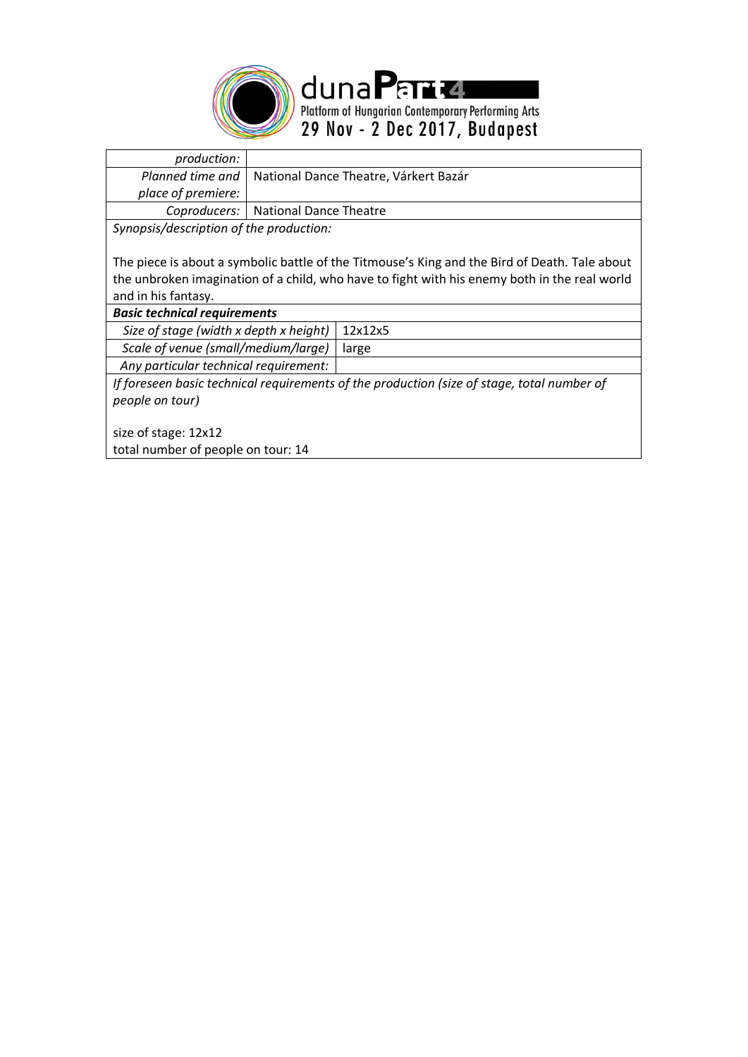| | |
|---|---|
| *production:* | |
| *Planned time and place of premiere:* | National Dance Theatre, Várkert Bazár |
| *Coproducers:* | National Dance Theatre |

*Synopsis/description of the production:*

The piece is about a symbolic battle of the Titmouse's King and the Bird of Death. Tale about the unbroken imagination of a child, who have to fight with his enemy both in the real world and in his fantasy.

***Basic technical requirements***

| | |
|---|---|
| *Size of stage (width x depth x height)* | 12x12x5 |
| *Scale of venue (small/medium/large)* | large |
| *Any particular technical requirement:* | |

*If foreseen basic technical requirements of the production (size of stage, total number of people on tour)*

size of stage: 12x12
total number of people on tour: 14